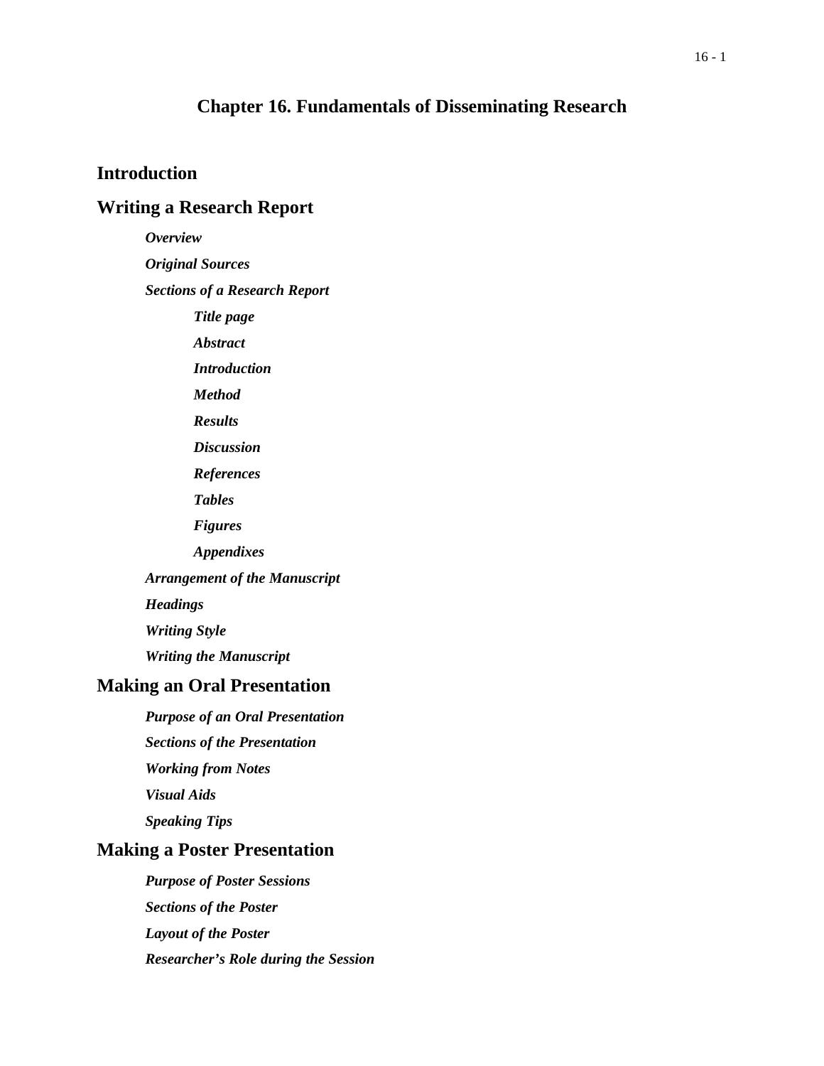# Chapter 16. Fundamentals of Disseminating Research

## Introduction

## Writing a Research Report

### *Overview*

### *Original Sources*

### *Sections of a Research Report*

#### *Title page*

#### *Abstract*

#### *Introduction*

#### *Method*

#### *Results*

#### *Discussion*

#### *References*

#### *Tables*

#### *Figures*

#### *Appendixes*

### *Arrangement of the Manuscript*

### *Headings*

### *Writing Style*

### *Writing the Manuscript*

## Making an Oral Presentation

### *Purpose of an Oral Presentation*

### *Sections of the Presentation*

### *Working from Notes*

### *Visual Aids*

### *Speaking Tips*

## Making a Poster Presentation

### *Purpose of Poster Sessions*

### *Sections of the Poster*

### *Layout of the Poster*

### *Researcher's Role during the Session*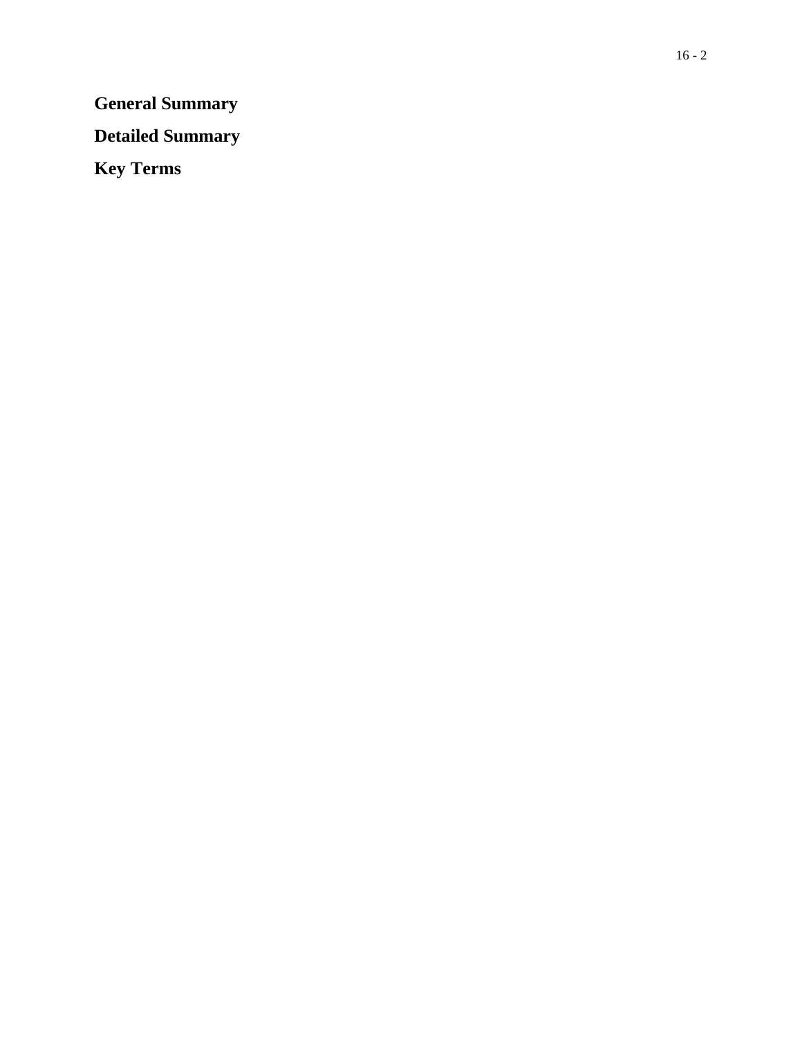**General Summary**

**Detailed Summary**

**Key Terms**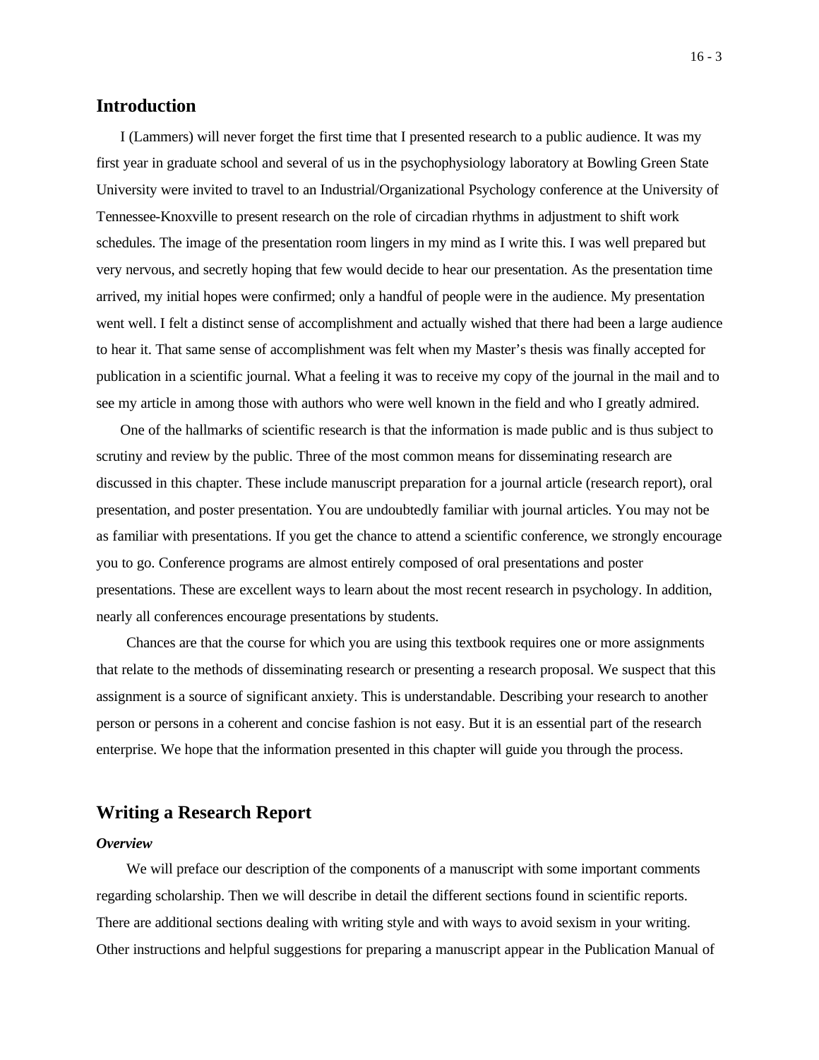## Introduction

I (Lammers) will never forget the first time that I presented research to a public audience. It was my first year in graduate school and several of us in the psychophysiology laboratory at Bowling Green State University were invited to travel to an Industrial/Organizational Psychology conference at the University of Tennessee-Knoxville to present research on the role of circadian rhythms in adjustment to shift work schedules. The image of the presentation room lingers in my mind as I write this. I was well prepared but very nervous, and secretly hoping that few would decide to hear our presentation. As the presentation time arrived, my initial hopes were confirmed; only a handful of people were in the audience. My presentation went well. I felt a distinct sense of accomplishment and actually wished that there had been a large audience to hear it. That same sense of accomplishment was felt when my Master's thesis was finally accepted for publication in a scientific journal. What a feeling it was to receive my copy of the journal in the mail and to see my article in among those with authors who were well known in the field and who I greatly admired.

One of the hallmarks of scientific research is that the information is made public and is thus subject to scrutiny and review by the public. Three of the most common means for disseminating research are discussed in this chapter. These include manuscript preparation for a journal article (research report), oral presentation, and poster presentation. You are undoubtedly familiar with journal articles. You may not be as familiar with presentations. If you get the chance to attend a scientific conference, we strongly encourage you to go. Conference programs are almost entirely composed of oral presentations and poster presentations. These are excellent ways to learn about the most recent research in psychology. In addition, nearly all conferences encourage presentations by students.

Chances are that the course for which you are using this textbook requires one or more assignments that relate to the methods of disseminating research or presenting a research proposal. We suspect that this assignment is a source of significant anxiety. This is understandable. Describing your research to another person or persons in a coherent and concise fashion is not easy. But it is an essential part of the research enterprise. We hope that the information presented in this chapter will guide you through the process.

## Writing a Research Report

### *Overview*

We will preface our description of the components of a manuscript with some important comments regarding scholarship. Then we will describe in detail the different sections found in scientific reports. There are additional sections dealing with writing style and with ways to avoid sexism in your writing. Other instructions and helpful suggestions for preparing a manuscript appear in the Publication Manual of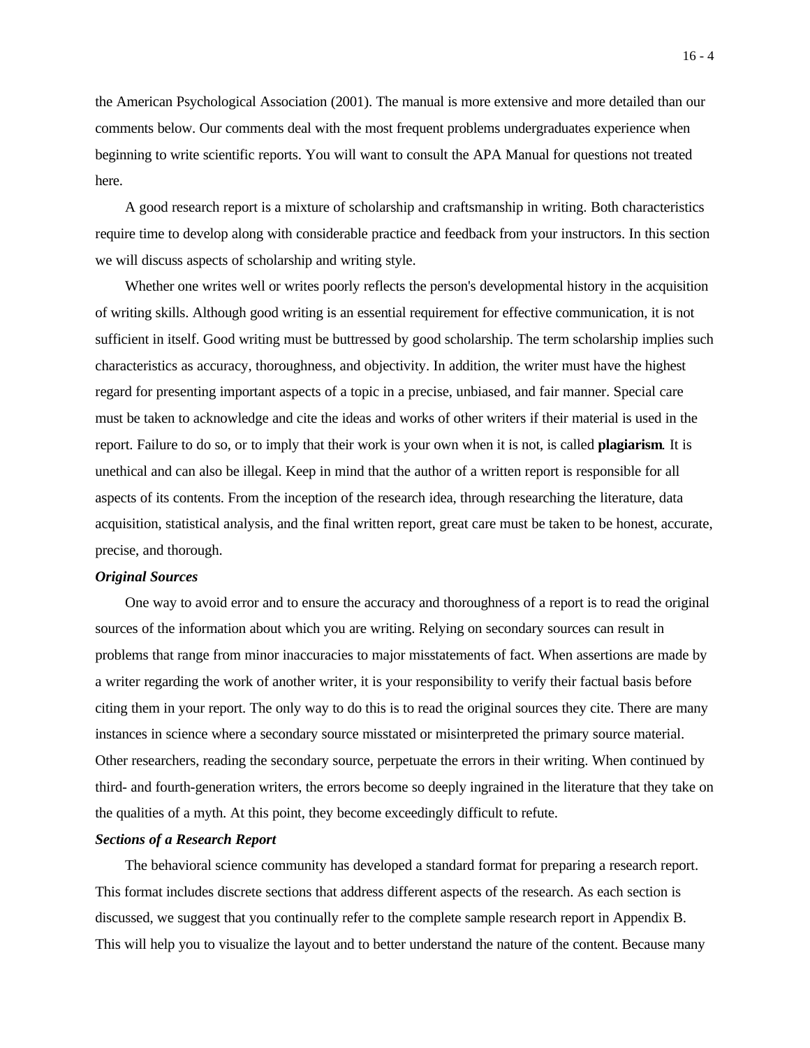the American Psychological Association (2001). The manual is more extensive and more detailed than our comments below. Our comments deal with the most frequent problems undergraduates experience when beginning to write scientific reports. You will want to consult the APA Manual for questions not treated here.

A good research report is a mixture of scholarship and craftsmanship in writing. Both characteristics require time to develop along with considerable practice and feedback from your instructors. In this section we will discuss aspects of scholarship and writing style.

Whether one writes well or writes poorly reflects the person's developmental history in the acquisition of writing skills. Although good writing is an essential requirement for effective communication, it is not sufficient in itself. Good writing must be buttressed by good scholarship. The term scholarship implies such characteristics as accuracy, thoroughness, and objectivity. In addition, the writer must have the highest regard for presenting important aspects of a topic in a precise, unbiased, and fair manner. Special care must be taken to acknowledge and cite the ideas and works of other writers if their material is used in the report. Failure to do so, or to imply that their work is your own when it is not, is called **plagiarism**. It is unethical and can also be illegal. Keep in mind that the author of a written report is responsible for all aspects of its contents. From the inception of the research idea, through researching the literature, data acquisition, statistical analysis, and the final written report, great care must be taken to be honest, accurate, precise, and thorough.

***Original Sources***

One way to avoid error and to ensure the accuracy and thoroughness of a report is to read the original sources of the information about which you are writing. Relying on secondary sources can result in problems that range from minor inaccuracies to major misstatements of fact. When assertions are made by a writer regarding the work of another writer, it is your responsibility to verify their factual basis before citing them in your report. The only way to do this is to read the original sources they cite. There are many instances in science where a secondary source misstated or misinterpreted the primary source material. Other researchers, reading the secondary source, perpetuate the errors in their writing. When continued by third- and fourth-generation writers, the errors become so deeply ingrained in the literature that they take on the qualities of a myth. At this point, they become exceedingly difficult to refute.

***Sections of a Research Report***

The behavioral science community has developed a standard format for preparing a research report. This format includes discrete sections that address different aspects of the research. As each section is discussed, we suggest that you continually refer to the complete sample research report in Appendix B. This will help you to visualize the layout and to better understand the nature of the content. Because many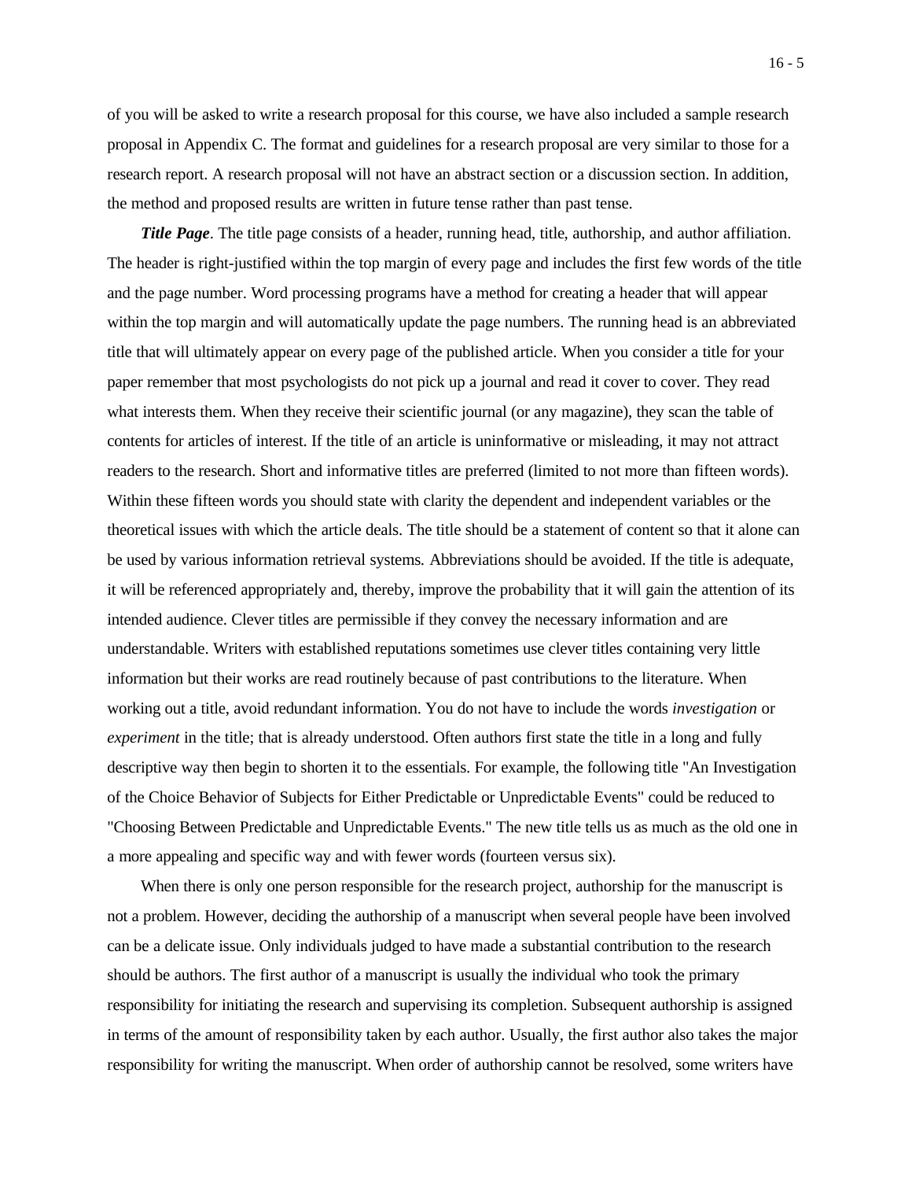of you will be asked to write a research proposal for this course, we have also included a sample research proposal in Appendix C. The format and guidelines for a research proposal are very similar to those for a research report. A research proposal will not have an abstract section or a discussion section. In addition, the method and proposed results are written in future tense rather than past tense.

***Title Page***. The title page consists of a header, running head, title, authorship, and author affiliation. The header is right-justified within the top margin of every page and includes the first few words of the title and the page number. Word processing programs have a method for creating a header that will appear within the top margin and will automatically update the page numbers. The running head is an abbreviated title that will ultimately appear on every page of the published article. When you consider a title for your paper remember that most psychologists do not pick up a journal and read it cover to cover. They read what interests them. When they receive their scientific journal (or any magazine), they scan the table of contents for articles of interest. If the title of an article is uninformative or misleading, it may not attract readers to the research. Short and informative titles are preferred (limited to not more than fifteen words). Within these fifteen words you should state with clarity the dependent and independent variables or the theoretical issues with which the article deals. The title should be a statement of content so that it alone can be used by various information retrieval systems. Abbreviations should be avoided. If the title is adequate, it will be referenced appropriately and, thereby, improve the probability that it will gain the attention of its intended audience. Clever titles are permissible if they convey the necessary information and are understandable. Writers with established reputations sometimes use clever titles containing very little information but their works are read routinely because of past contributions to the literature. When working out a title, avoid redundant information. You do not have to include the words *investigation* or *experiment* in the title; that is already understood. Often authors first state the title in a long and fully descriptive way then begin to shorten it to the essentials. For example, the following title "An Investigation of the Choice Behavior of Subjects for Either Predictable or Unpredictable Events" could be reduced to "Choosing Between Predictable and Unpredictable Events." The new title tells us as much as the old one in a more appealing and specific way and with fewer words (fourteen versus six).

When there is only one person responsible for the research project, authorship for the manuscript is not a problem. However, deciding the authorship of a manuscript when several people have been involved can be a delicate issue. Only individuals judged to have made a substantial contribution to the research should be authors. The first author of a manuscript is usually the individual who took the primary responsibility for initiating the research and supervising its completion. Subsequent authorship is assigned in terms of the amount of responsibility taken by each author. Usually, the first author also takes the major responsibility for writing the manuscript. When order of authorship cannot be resolved, some writers have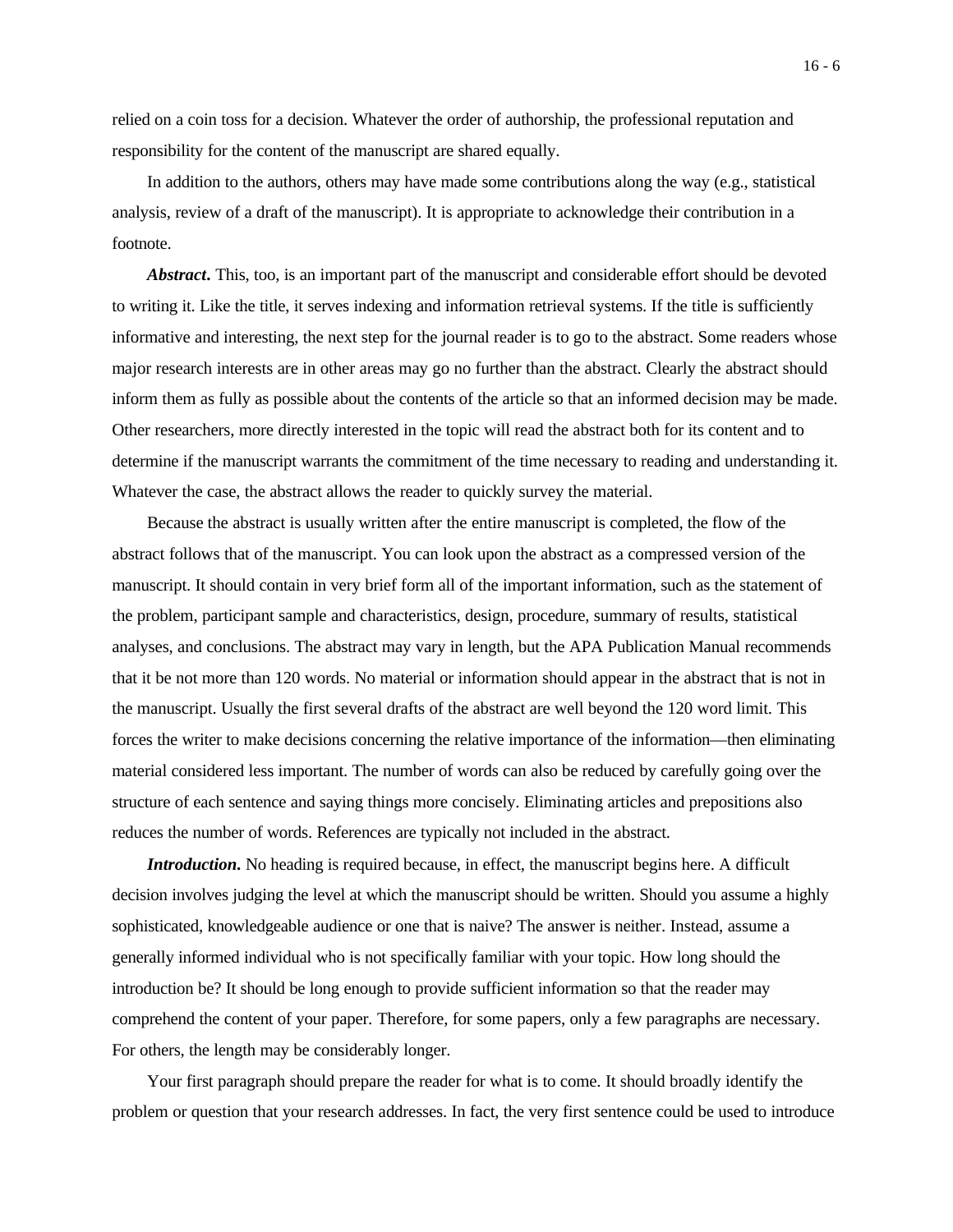relied on a coin toss for a decision. Whatever the order of authorship, the professional reputation and responsibility for the content of the manuscript are shared equally.

In addition to the authors, others may have made some contributions along the way (e.g., statistical analysis, review of a draft of the manuscript). It is appropriate to acknowledge their contribution in a footnote.

***Abstract*.** This, too, is an important part of the manuscript and considerable effort should be devoted to writing it. Like the title, it serves indexing and information retrieval systems. If the title is sufficiently informative and interesting, the next step for the journal reader is to go to the abstract. Some readers whose major research interests are in other areas may go no further than the abstract. Clearly the abstract should inform them as fully as possible about the contents of the article so that an informed decision may be made. Other researchers, more directly interested in the topic will read the abstract both for its content and to determine if the manuscript warrants the commitment of the time necessary to reading and understanding it. Whatever the case, the abstract allows the reader to quickly survey the material.

Because the abstract is usually written after the entire manuscript is completed, the flow of the abstract follows that of the manuscript. You can look upon the abstract as a compressed version of the manuscript. It should contain in very brief form all of the important information, such as the statement of the problem, participant sample and characteristics, design, procedure, summary of results, statistical analyses, and conclusions. The abstract may vary in length, but the APA Publication Manual recommends that it be not more than 120 words. No material or information should appear in the abstract that is not in the manuscript. Usually the first several drafts of the abstract are well beyond the 120 word limit. This forces the writer to make decisions concerning the relative importance of the information—then eliminating material considered less important. The number of words can also be reduced by carefully going over the structure of each sentence and saying things more concisely. Eliminating articles and prepositions also reduces the number of words. References are typically not included in the abstract.

***Introduction*.** No heading is required because, in effect, the manuscript begins here. A difficult decision involves judging the level at which the manuscript should be written. Should you assume a highly sophisticated, knowledgeable audience or one that is naive? The answer is neither. Instead, assume a generally informed individual who is not specifically familiar with your topic. How long should the introduction be? It should be long enough to provide sufficient information so that the reader may comprehend the content of your paper. Therefore, for some papers, only a few paragraphs are necessary. For others, the length may be considerably longer.

Your first paragraph should prepare the reader for what is to come. It should broadly identify the problem or question that your research addresses. In fact, the very first sentence could be used to introduce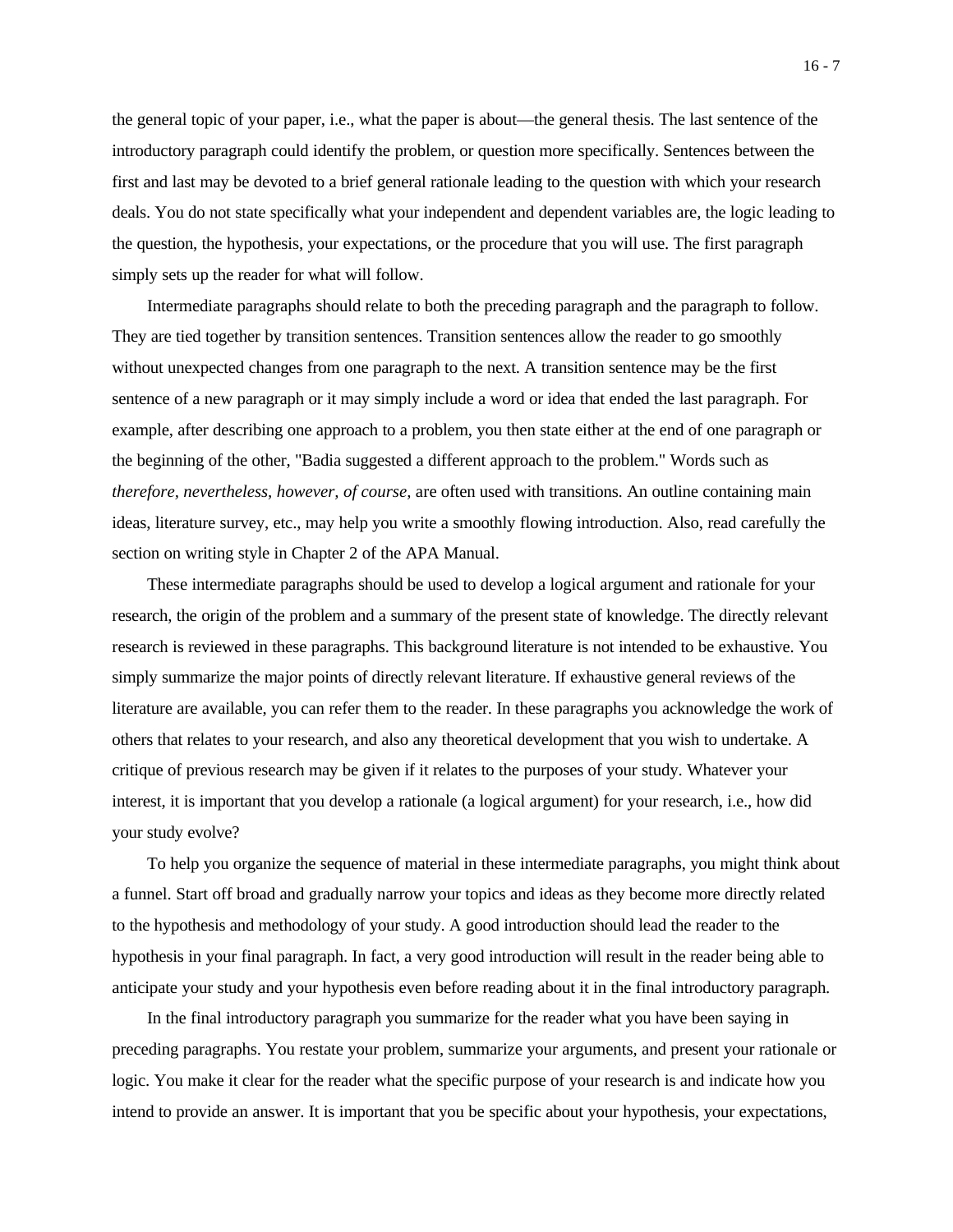the general topic of your paper, i.e., what the paper is about—the general thesis. The last sentence of the introductory paragraph could identify the problem, or question more specifically. Sentences between the first and last may be devoted to a brief general rationale leading to the question with which your research deals. You do not state specifically what your independent and dependent variables are, the logic leading to the question, the hypothesis, your expectations, or the procedure that you will use. The first paragraph simply sets up the reader for what will follow.

Intermediate paragraphs should relate to both the preceding paragraph and the paragraph to follow. They are tied together by transition sentences. Transition sentences allow the reader to go smoothly without unexpected changes from one paragraph to the next. A transition sentence may be the first sentence of a new paragraph or it may simply include a word or idea that ended the last paragraph. For example, after describing one approach to a problem, you then state either at the end of one paragraph or the beginning of the other, "Badia suggested a different approach to the problem." Words such as *therefore, nevertheless, however, of course,* are often used with transitions. An outline containing main ideas, literature survey, etc., may help you write a smoothly flowing introduction. Also, read carefully the section on writing style in Chapter 2 of the APA Manual.

These intermediate paragraphs should be used to develop a logical argument and rationale for your research, the origin of the problem and a summary of the present state of knowledge. The directly relevant research is reviewed in these paragraphs. This background literature is not intended to be exhaustive. You simply summarize the major points of directly relevant literature. If exhaustive general reviews of the literature are available, you can refer them to the reader. In these paragraphs you acknowledge the work of others that relates to your research, and also any theoretical development that you wish to undertake. A critique of previous research may be given if it relates to the purposes of your study. Whatever your interest, it is important that you develop a rationale (a logical argument) for your research, i.e., how did your study evolve?

To help you organize the sequence of material in these intermediate paragraphs, you might think about a funnel. Start off broad and gradually narrow your topics and ideas as they become more directly related to the hypothesis and methodology of your study. A good introduction should lead the reader to the hypothesis in your final paragraph. In fact, a very good introduction will result in the reader being able to anticipate your study and your hypothesis even before reading about it in the final introductory paragraph.

In the final introductory paragraph you summarize for the reader what you have been saying in preceding paragraphs. You restate your problem, summarize your arguments, and present your rationale or logic. You make it clear for the reader what the specific purpose of your research is and indicate how you intend to provide an answer. It is important that you be specific about your hypothesis, your expectations,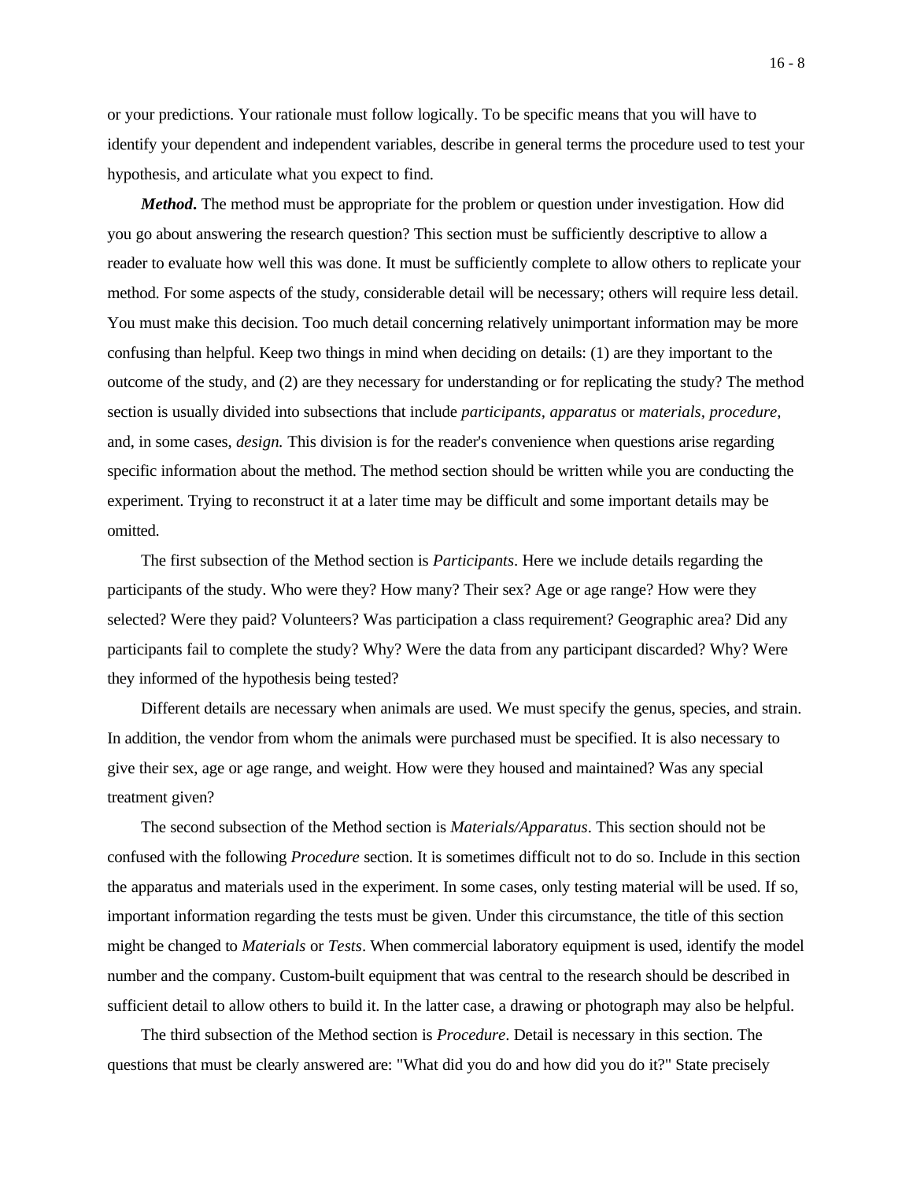or your predictions. Your rationale must follow logically. To be specific means that you will have to identify your dependent and independent variables, describe in general terms the procedure used to test your hypothesis, and articulate what you expect to find.

***Method*.** The method must be appropriate for the problem or question under investigation. How did you go about answering the research question? This section must be sufficiently descriptive to allow a reader to evaluate how well this was done. It must be sufficiently complete to allow others to replicate your method. For some aspects of the study, considerable detail will be necessary; others will require less detail. You must make this decision. Too much detail concerning relatively unimportant information may be more confusing than helpful. Keep two things in mind when deciding on details: (1) are they important to the outcome of the study, and (2) are they necessary for understanding or for replicating the study? The method section is usually divided into subsections that include *participants*, *apparatus* or *materials, procedure,* and, in some cases, *design.* This division is for the reader's convenience when questions arise regarding specific information about the method. The method section should be written while you are conducting the experiment. Trying to reconstruct it at a later time may be difficult and some important details may be omitted.

The first subsection of the Method section is *Participants*. Here we include details regarding the participants of the study. Who were they? How many? Their sex? Age or age range? How were they selected? Were they paid? Volunteers? Was participation a class requirement? Geographic area? Did any participants fail to complete the study? Why? Were the data from any participant discarded? Why? Were they informed of the hypothesis being tested?

Different details are necessary when animals are used. We must specify the genus, species, and strain. In addition, the vendor from whom the animals were purchased must be specified. It is also necessary to give their sex, age or age range, and weight. How were they housed and maintained? Was any special treatment given?

The second subsection of the Method section is *Materials/Apparatus*. This section should not be confused with the following *Procedure* section. It is sometimes difficult not to do so. Include in this section the apparatus and materials used in the experiment. In some cases, only testing material will be used. If so, important information regarding the tests must be given. Under this circumstance, the title of this section might be changed to *Materials* or *Tests*. When commercial laboratory equipment is used, identify the model number and the company. Custom-built equipment that was central to the research should be described in sufficient detail to allow others to build it. In the latter case, a drawing or photograph may also be helpful.

The third subsection of the Method section is *Procedure*. Detail is necessary in this section. The questions that must be clearly answered are: "What did you do and how did you do it?" State precisely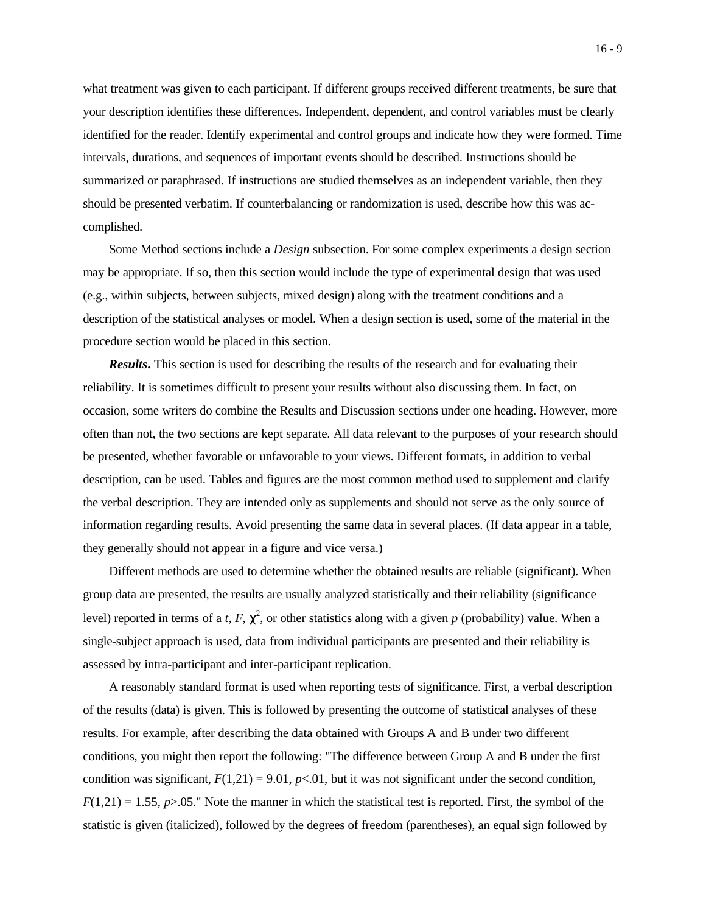what treatment was given to each participant. If different groups received different treatments, be sure that your description identifies these differences. Independent, dependent, and control variables must be clearly identified for the reader. Identify experimental and control groups and indicate how they were formed. Time intervals, durations, and sequences of important events should be described. Instructions should be summarized or paraphrased. If instructions are studied themselves as an independent variable, then they should be presented verbatim. If counterbalancing or randomization is used, describe how this was accomplished.

Some Method sections include a *Design* subsection. For some complex experiments a design section may be appropriate. If so, then this section would include the type of experimental design that was used (e.g., within subjects, between subjects, mixed design) along with the treatment conditions and a description of the statistical analyses or model. When a design section is used, some of the material in the procedure section would be placed in this section.

***Results*.** This section is used for describing the results of the research and for evaluating their reliability. It is sometimes difficult to present your results without also discussing them. In fact, on occasion, some writers do combine the Results and Discussion sections under one heading. However, more often than not, the two sections are kept separate. All data relevant to the purposes of your research should be presented, whether favorable or unfavorable to your views. Different formats, in addition to verbal description, can be used. Tables and figures are the most common method used to supplement and clarify the verbal description. They are intended only as supplements and should not serve as the only source of information regarding results. Avoid presenting the same data in several places. (If data appear in a table, they generally should not appear in a figure and vice versa.)

Different methods are used to determine whether the obtained results are reliable (significant). When group data are presented, the results are usually analyzed statistically and their reliability (significance level) reported in terms of a $t$, $F$, $\chi^2$, or other statistics along with a given $p$ (probability) value. When a single-subject approach is used, data from individual participants are presented and their reliability is assessed by intra-participant and inter-participant replication.

A reasonably standard format is used when reporting tests of significance. First, a verbal description of the results (data) is given. This is followed by presenting the outcome of statistical analyses of these results. For example, after describing the data obtained with Groups A and B under two different conditions, you might then report the following: "The difference between Group A and B under the first condition was significant, $F(1,21) = 9.01$, $p<.01$, but it was not significant under the second condition, $F(1,21) = 1.55$, $p>.05$." Note the manner in which the statistical test is reported. First, the symbol of the statistic is given (italicized), followed by the degrees of freedom (parentheses), an equal sign followed by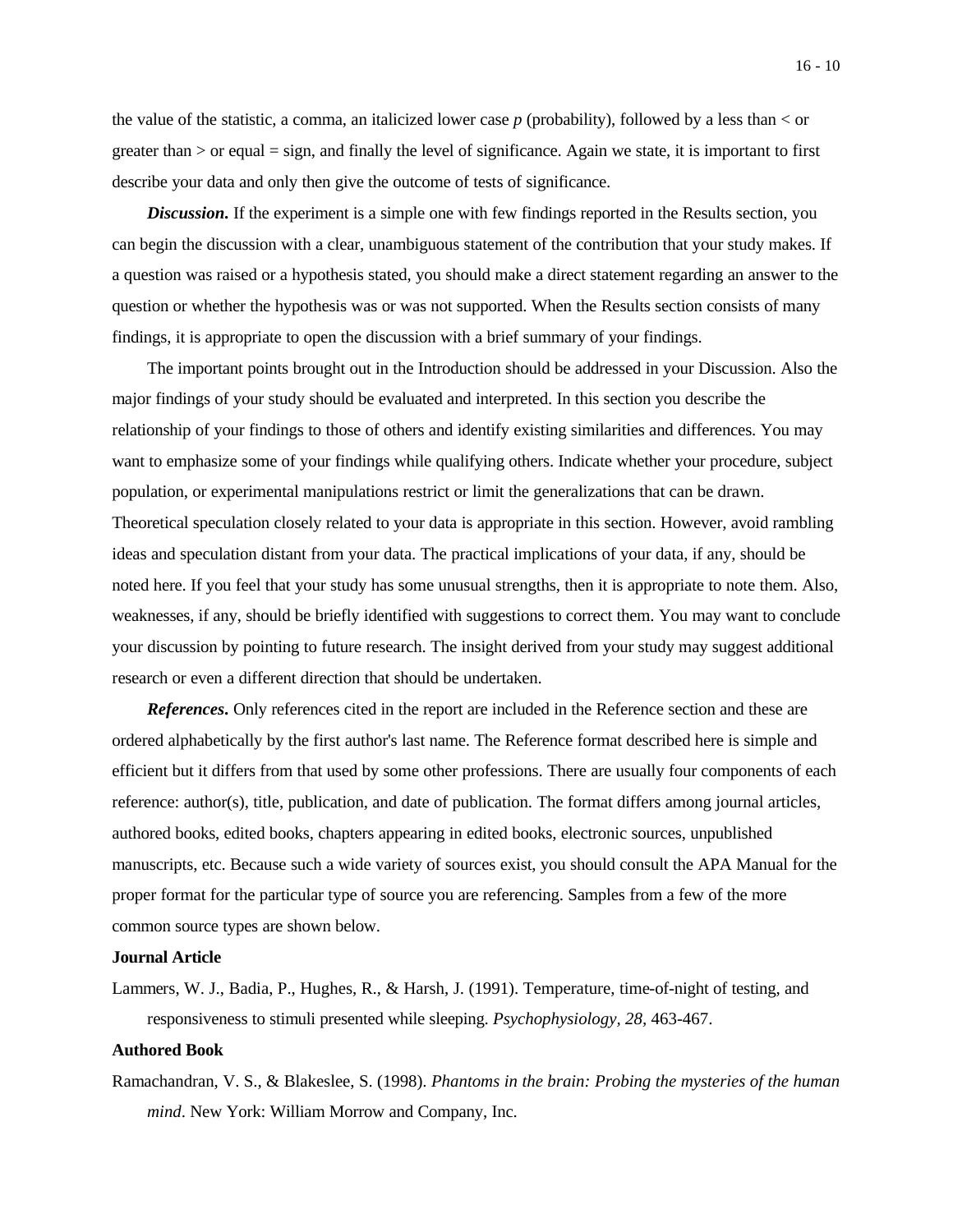the value of the statistic, a comma, an italicized lower case *p* (probability), followed by a less than < or greater than > or equal = sign, and finally the level of significance. Again we state, it is important to first describe your data and only then give the outcome of tests of significance.

***Discussion*.** If the experiment is a simple one with few findings reported in the Results section, you can begin the discussion with a clear, unambiguous statement of the contribution that your study makes. If a question was raised or a hypothesis stated, you should make a direct statement regarding an answer to the question or whether the hypothesis was or was not supported. When the Results section consists of many findings, it is appropriate to open the discussion with a brief summary of your findings.

The important points brought out in the Introduction should be addressed in your Discussion. Also the major findings of your study should be evaluated and interpreted. In this section you describe the relationship of your findings to those of others and identify existing similarities and differences. You may want to emphasize some of your findings while qualifying others. Indicate whether your procedure, subject population, or experimental manipulations restrict or limit the generalizations that can be drawn. Theoretical speculation closely related to your data is appropriate in this section. However, avoid rambling ideas and speculation distant from your data. The practical implications of your data, if any, should be noted here. If you feel that your study has some unusual strengths, then it is appropriate to note them. Also, weaknesses, if any, should be briefly identified with suggestions to correct them. You may want to conclude your discussion by pointing to future research. The insight derived from your study may suggest additional research or even a different direction that should be undertaken.

***References*.** Only references cited in the report are included in the Reference section and these are ordered alphabetically by the first author's last name. The Reference format described here is simple and efficient but it differs from that used by some other professions. There are usually four components of each reference: author(s), title, publication, and date of publication. The format differs among journal articles, authored books, edited books, chapters appearing in edited books, electronic sources, unpublished manuscripts, etc. Because such a wide variety of sources exist, you should consult the APA Manual for the proper format for the particular type of source you are referencing. Samples from a few of the more common source types are shown below.

**Journal Article**

Lammers, W. J., Badia, P., Hughes, R., & Harsh, J. (1991). Temperature, time-of-night of testing, and responsiveness to stimuli presented while sleeping. *Psychophysiology*, *28,* 463-467.

**Authored Book**

Ramachandran, V. S., & Blakeslee, S. (1998). *Phantoms in the brain: Probing the mysteries of the human mind*. New York: William Morrow and Company, Inc.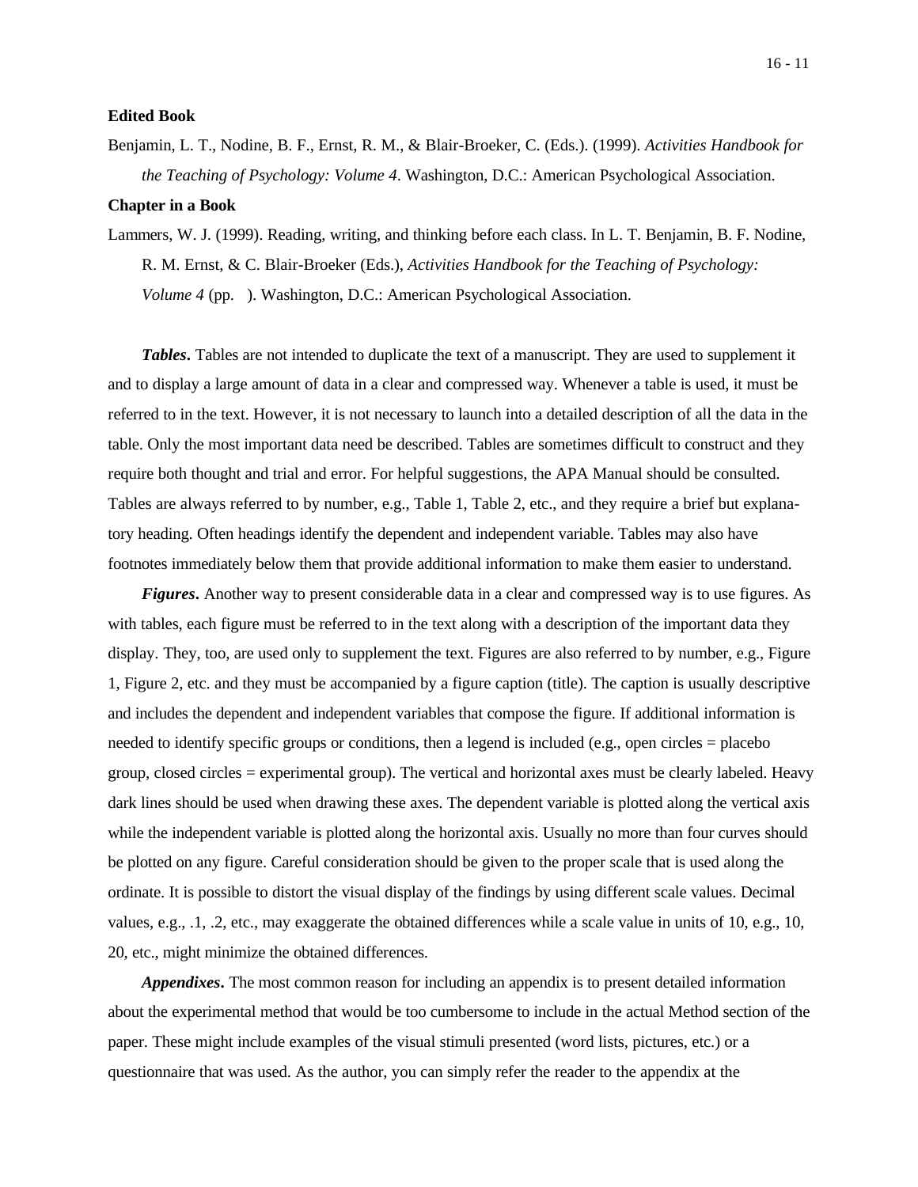**Edited Book**

Benjamin, L. T., Nodine, B. F., Ernst, R. M., & Blair-Broeker, C. (Eds.). (1999). *Activities Handbook for the Teaching of Psychology: Volume 4*. Washington, D.C.: American Psychological Association.

**Chapter in a Book**

Lammers, W. J. (1999). Reading, writing, and thinking before each class. In L. T. Benjamin, B. F. Nodine, R. M. Ernst, & C. Blair-Broeker (Eds.), *Activities Handbook for the Teaching of Psychology: Volume 4* (pp. ). Washington, D.C.: American Psychological Association.

***Tables*****.** Tables are not intended to duplicate the text of a manuscript. They are used to supplement it and to display a large amount of data in a clear and compressed way. Whenever a table is used, it must be referred to in the text. However, it is not necessary to launch into a detailed description of all the data in the table. Only the most important data need be described. Tables are sometimes difficult to construct and they require both thought and trial and error. For helpful suggestions, the APA Manual should be consulted. Tables are always referred to by number, e.g., Table 1, Table 2, etc., and they require a brief but explanatory heading. Often headings identify the dependent and independent variable. Tables may also have footnotes immediately below them that provide additional information to make them easier to understand.

***Figures*****.** Another way to present considerable data in a clear and compressed way is to use figures. As with tables, each figure must be referred to in the text along with a description of the important data they display. They, too, are used only to supplement the text. Figures are also referred to by number, e.g., Figure 1, Figure 2, etc. and they must be accompanied by a figure caption (title). The caption is usually descriptive and includes the dependent and independent variables that compose the figure. If additional information is needed to identify specific groups or conditions, then a legend is included (e.g., open circles = placebo group, closed circles = experimental group). The vertical and horizontal axes must be clearly labeled. Heavy dark lines should be used when drawing these axes. The dependent variable is plotted along the vertical axis while the independent variable is plotted along the horizontal axis. Usually no more than four curves should be plotted on any figure. Careful consideration should be given to the proper scale that is used along the ordinate. It is possible to distort the visual display of the findings by using different scale values. Decimal values, e.g., .1, .2, etc., may exaggerate the obtained differences while a scale value in units of 10, e.g., 10, 20, etc., might minimize the obtained differences.

***Appendixes*****.** The most common reason for including an appendix is to present detailed information about the experimental method that would be too cumbersome to include in the actual Method section of the paper. These might include examples of the visual stimuli presented (word lists, pictures, etc.) or a questionnaire that was used. As the author, you can simply refer the reader to the appendix at the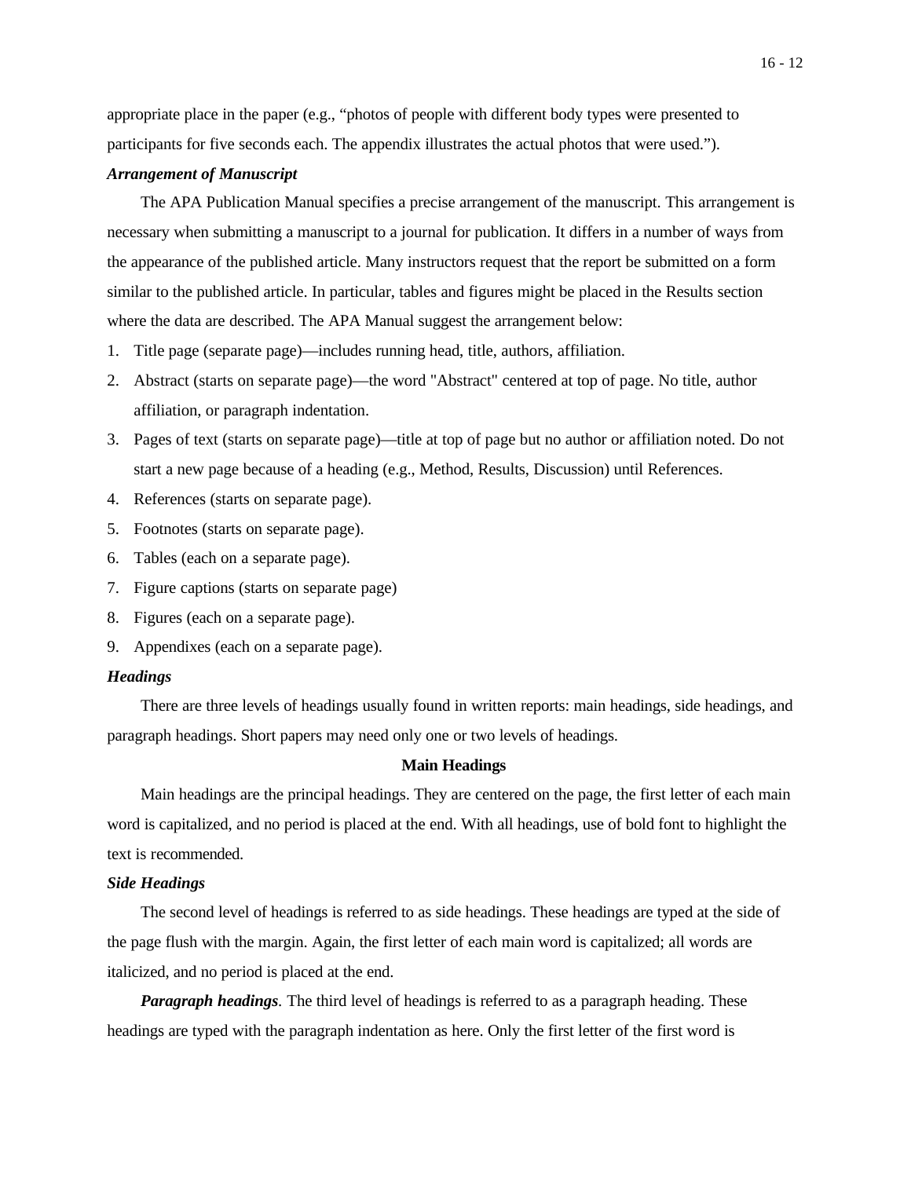appropriate place in the paper (e.g., "photos of people with different body types were presented to participants for five seconds each. The appendix illustrates the actual photos that were used.").

### *Arrangement of Manuscript*

The APA Publication Manual specifies a precise arrangement of the manuscript. This arrangement is necessary when submitting a manuscript to a journal for publication. It differs in a number of ways from the appearance of the published article. Many instructors request that the report be submitted on a form similar to the published article. In particular, tables and figures might be placed in the Results section where the data are described. The APA Manual suggest the arrangement below:

1. Title page (separate page)—includes running head, title, authors, affiliation.
2. Abstract (starts on separate page)—the word "Abstract" centered at top of page. No title, author affiliation, or paragraph indentation.
3. Pages of text (starts on separate page)—title at top of page but no author or affiliation noted. Do not start a new page because of a heading (e.g., Method, Results, Discussion) until References.
4. References (starts on separate page).
5. Footnotes (starts on separate page).
6. Tables (each on a separate page).
7. Figure captions (starts on separate page)
8. Figures (each on a separate page).
9. Appendixes (each on a separate page).

### *Headings*

There are three levels of headings usually found in written reports: main headings, side headings, and paragraph headings. Short papers may need only one or two levels of headings.

## Main Headings

Main headings are the principal headings. They are centered on the page, the first letter of each main word is capitalized, and no period is placed at the end. With all headings, use of bold font to highlight the text is recommended.

### *Side Headings*

The second level of headings is referred to as side headings. These headings are typed at the side of the page flush with the margin. Again, the first letter of each main word is capitalized; all words are italicized, and no period is placed at the end.

***Paragraph headings***. The third level of headings is referred to as a paragraph heading. These headings are typed with the paragraph indentation as here. Only the first letter of the first word is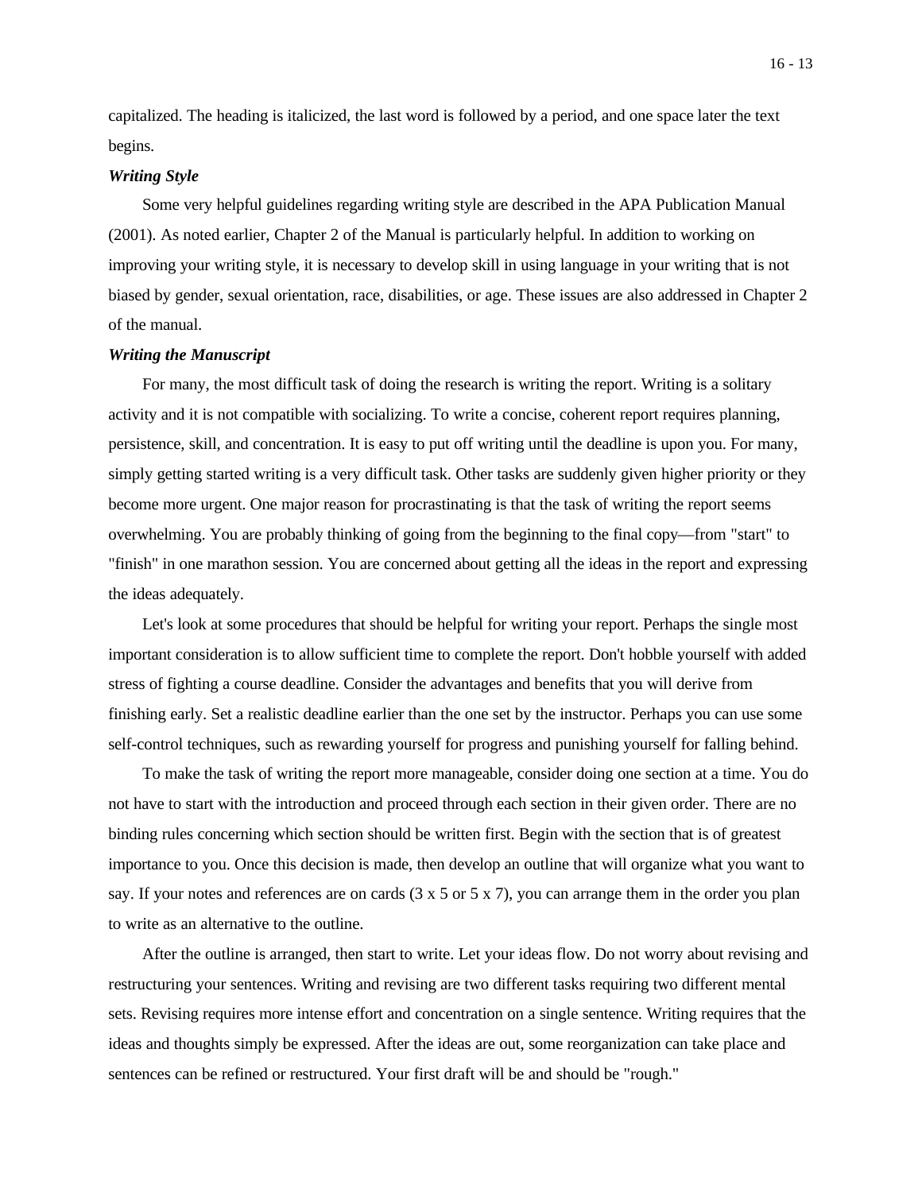capitalized. The heading is italicized, the last word is followed by a period, and one space later the text begins.

### *Writing Style*

Some very helpful guidelines regarding writing style are described in the APA Publication Manual (2001). As noted earlier, Chapter 2 of the Manual is particularly helpful. In addition to working on improving your writing style, it is necessary to develop skill in using language in your writing that is not biased by gender, sexual orientation, race, disabilities, or age. These issues are also addressed in Chapter 2 of the manual.

### *Writing the Manuscript*

For many, the most difficult task of doing the research is writing the report. Writing is a solitary activity and it is not compatible with socializing. To write a concise, coherent report requires planning, persistence, skill, and concentration. It is easy to put off writing until the deadline is upon you. For many, simply getting started writing is a very difficult task. Other tasks are suddenly given higher priority or they become more urgent. One major reason for procrastinating is that the task of writing the report seems overwhelming. You are probably thinking of going from the beginning to the final copy—from "start" to "finish" in one marathon session. You are concerned about getting all the ideas in the report and expressing the ideas adequately.

Let's look at some procedures that should be helpful for writing your report. Perhaps the single most important consideration is to allow sufficient time to complete the report. Don't hobble yourself with added stress of fighting a course deadline. Consider the advantages and benefits that you will derive from finishing early. Set a realistic deadline earlier than the one set by the instructor. Perhaps you can use some self-control techniques, such as rewarding yourself for progress and punishing yourself for falling behind.

To make the task of writing the report more manageable, consider doing one section at a time. You do not have to start with the introduction and proceed through each section in their given order. There are no binding rules concerning which section should be written first. Begin with the section that is of greatest importance to you. Once this decision is made, then develop an outline that will organize what you want to say. If your notes and references are on cards (3 x 5 or 5 x 7), you can arrange them in the order you plan to write as an alternative to the outline.

After the outline is arranged, then start to write. Let your ideas flow. Do not worry about revising and restructuring your sentences. Writing and revising are two different tasks requiring two different mental sets. Revising requires more intense effort and concentration on a single sentence. Writing requires that the ideas and thoughts simply be expressed. After the ideas are out, some reorganization can take place and sentences can be refined or restructured. Your first draft will be and should be "rough."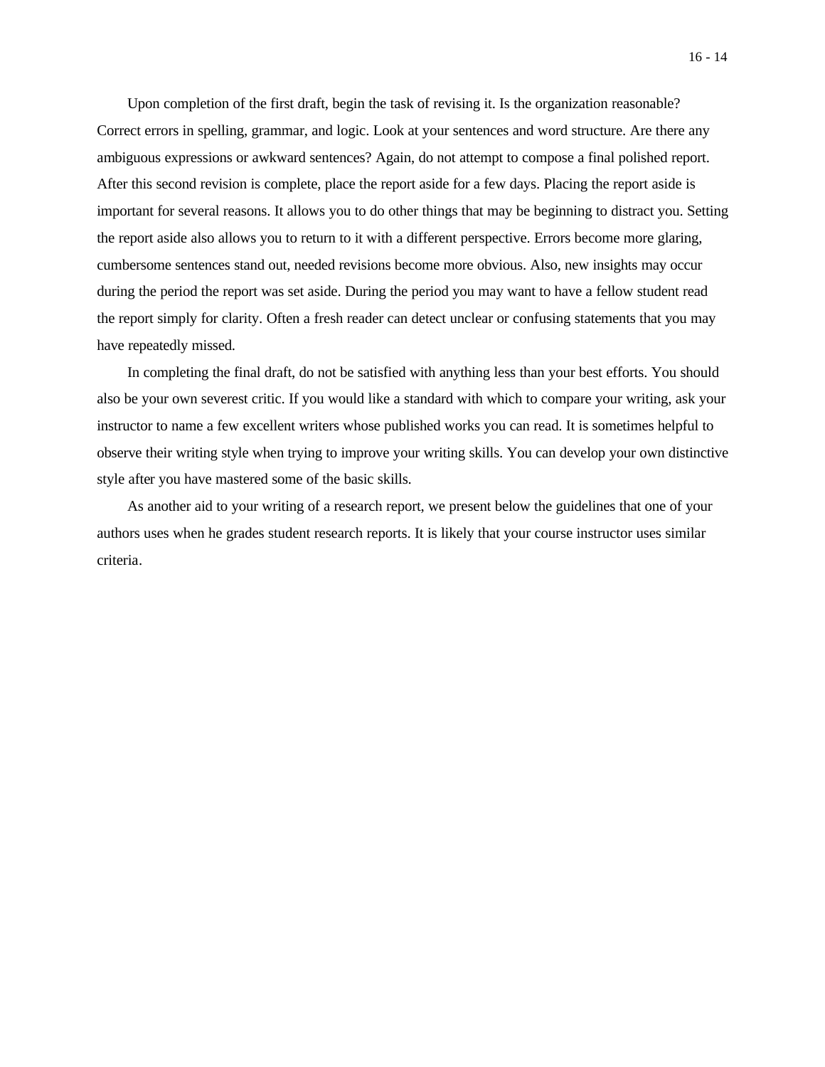Upon completion of the first draft, begin the task of revising it. Is the organization reasonable? Correct errors in spelling, grammar, and logic. Look at your sentences and word structure. Are there any ambiguous expressions or awkward sentences? Again, do not attempt to compose a final polished report. After this second revision is complete, place the report aside for a few days. Placing the report aside is important for several reasons. It allows you to do other things that may be beginning to distract you. Setting the report aside also allows you to return to it with a different perspective. Errors become more glaring, cumbersome sentences stand out, needed revisions become more obvious. Also, new insights may occur during the period the report was set aside. During the period you may want to have a fellow student read the report simply for clarity. Often a fresh reader can detect unclear or confusing statements that you may have repeatedly missed.

In completing the final draft, do not be satisfied with anything less than your best efforts. You should also be your own severest critic. If you would like a standard with which to compare your writing, ask your instructor to name a few excellent writers whose published works you can read. It is sometimes helpful to observe their writing style when trying to improve your writing skills. You can develop your own distinctive style after you have mastered some of the basic skills.

As another aid to your writing of a research report, we present below the guidelines that one of your authors uses when he grades student research reports. It is likely that your course instructor uses similar criteria.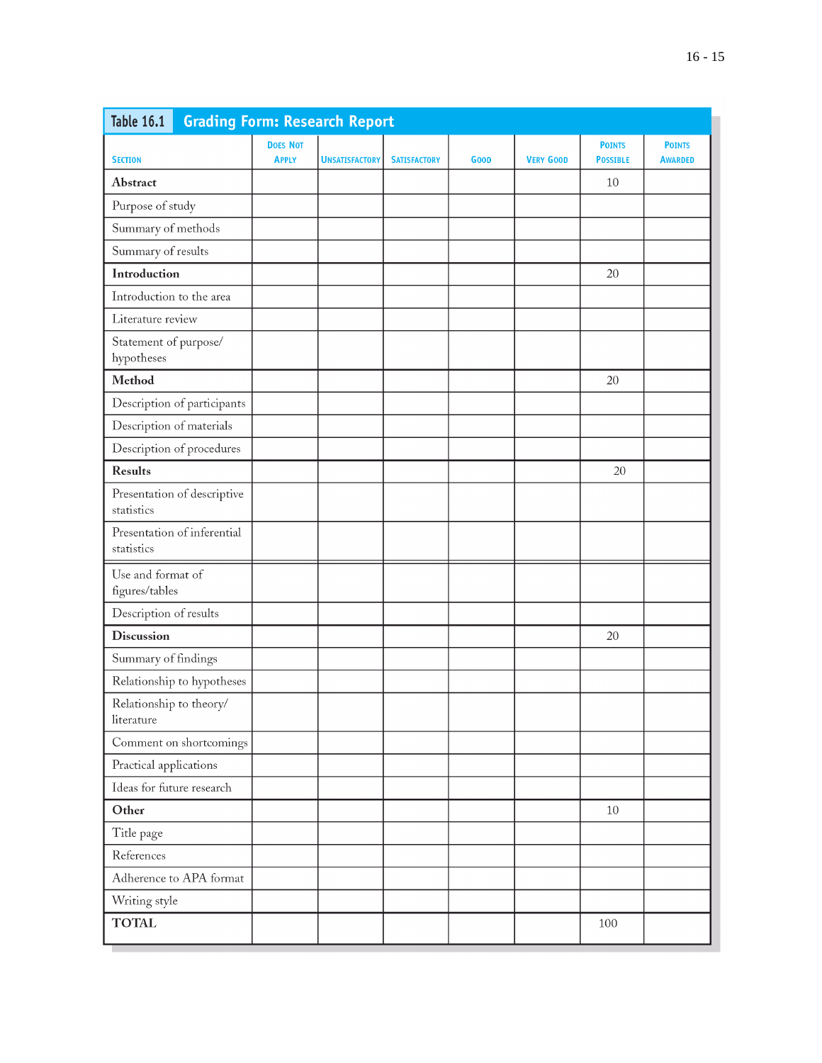**Table 16.1 Grading Form: Research Report**

| Section | Does Not Apply | Unsatisfactory | Satisfactory | Good | Very Good | Points Possible | Points Awarded |
|---|---|---|---|---|---|---|---|
| **Abstract** | | | | | | 10 | |
| Purpose of study | | | | | | | |
| Summary of methods | | | | | | | |
| Summary of results | | | | | | | |
| **Introduction** | | | | | | 20 | |
| Introduction to the area | | | | | | | |
| Literature review | | | | | | | |
| Statement of purpose/ hypotheses | | | | | | | |
| **Method** | | | | | | 20 | |
| Description of participants | | | | | | | |
| Description of materials | | | | | | | |
| Description of procedures | | | | | | | |
| **Results** | | | | | | 20 | |
| Presentation of descriptive statistics | | | | | | | |
| Presentation of inferential statistics | | | | | | | |
| Use and format of figures/tables | | | | | | | |
| Description of results | | | | | | | |
| **Discussion** | | | | | | 20 | |
| Summary of findings | | | | | | | |
| Relationship to hypotheses | | | | | | | |
| Relationship to theory/ literature | | | | | | | |
| Comment on shortcomings | | | | | | | |
| Practical applications | | | | | | | |
| Ideas for future research | | | | | | | |
| **Other** | | | | | | 10 | |
| Title page | | | | | | | |
| References | | | | | | | |
| Adherence to APA format | | | | | | | |
| Writing style | | | | | | | |
| **TOTAL** | | | | | | 100 | |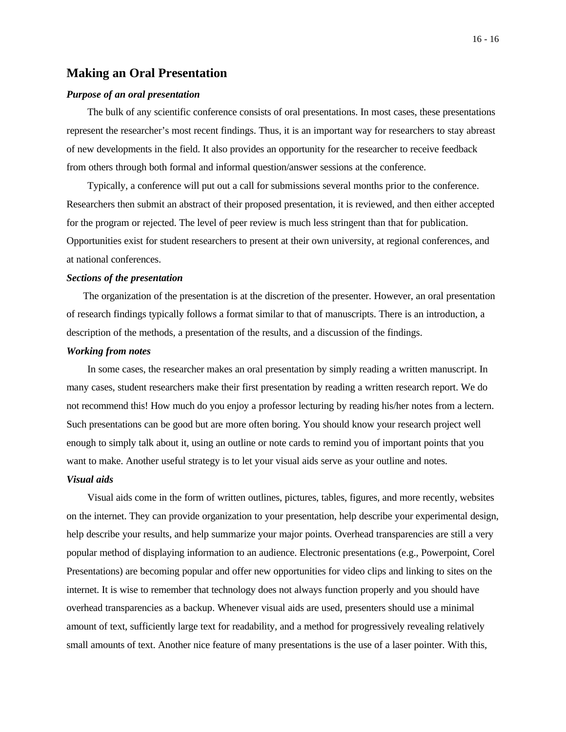## Making an Oral Presentation

### *Purpose of an oral presentation*

The bulk of any scientific conference consists of oral presentations. In most cases, these presentations represent the researcher's most recent findings. Thus, it is an important way for researchers to stay abreast of new developments in the field. It also provides an opportunity for the researcher to receive feedback from others through both formal and informal question/answer sessions at the conference.

Typically, a conference will put out a call for submissions several months prior to the conference. Researchers then submit an abstract of their proposed presentation, it is reviewed, and then either accepted for the program or rejected. The level of peer review is much less stringent than that for publication. Opportunities exist for student researchers to present at their own university, at regional conferences, and at national conferences.

### *Sections of the presentation*

The organization of the presentation is at the discretion of the presenter. However, an oral presentation of research findings typically follows a format similar to that of manuscripts. There is an introduction, a description of the methods, a presentation of the results, and a discussion of the findings.

### *Working from notes*

In some cases, the researcher makes an oral presentation by simply reading a written manuscript. In many cases, student researchers make their first presentation by reading a written research report. We do not recommend this! How much do you enjoy a professor lecturing by reading his/her notes from a lectern. Such presentations can be good but are more often boring. You should know your research project well enough to simply talk about it, using an outline or note cards to remind you of important points that you want to make. Another useful strategy is to let your visual aids serve as your outline and notes.

### *Visual aids*

Visual aids come in the form of written outlines, pictures, tables, figures, and more recently, websites on the internet. They can provide organization to your presentation, help describe your experimental design, help describe your results, and help summarize your major points. Overhead transparencies are still a very popular method of displaying information to an audience. Electronic presentations (e.g., Powerpoint, Corel Presentations) are becoming popular and offer new opportunities for video clips and linking to sites on the internet. It is wise to remember that technology does not always function properly and you should have overhead transparencies as a backup. Whenever visual aids are used, presenters should use a minimal amount of text, sufficiently large text for readability, and a method for progressively revealing relatively small amounts of text. Another nice feature of many presentations is the use of a laser pointer. With this,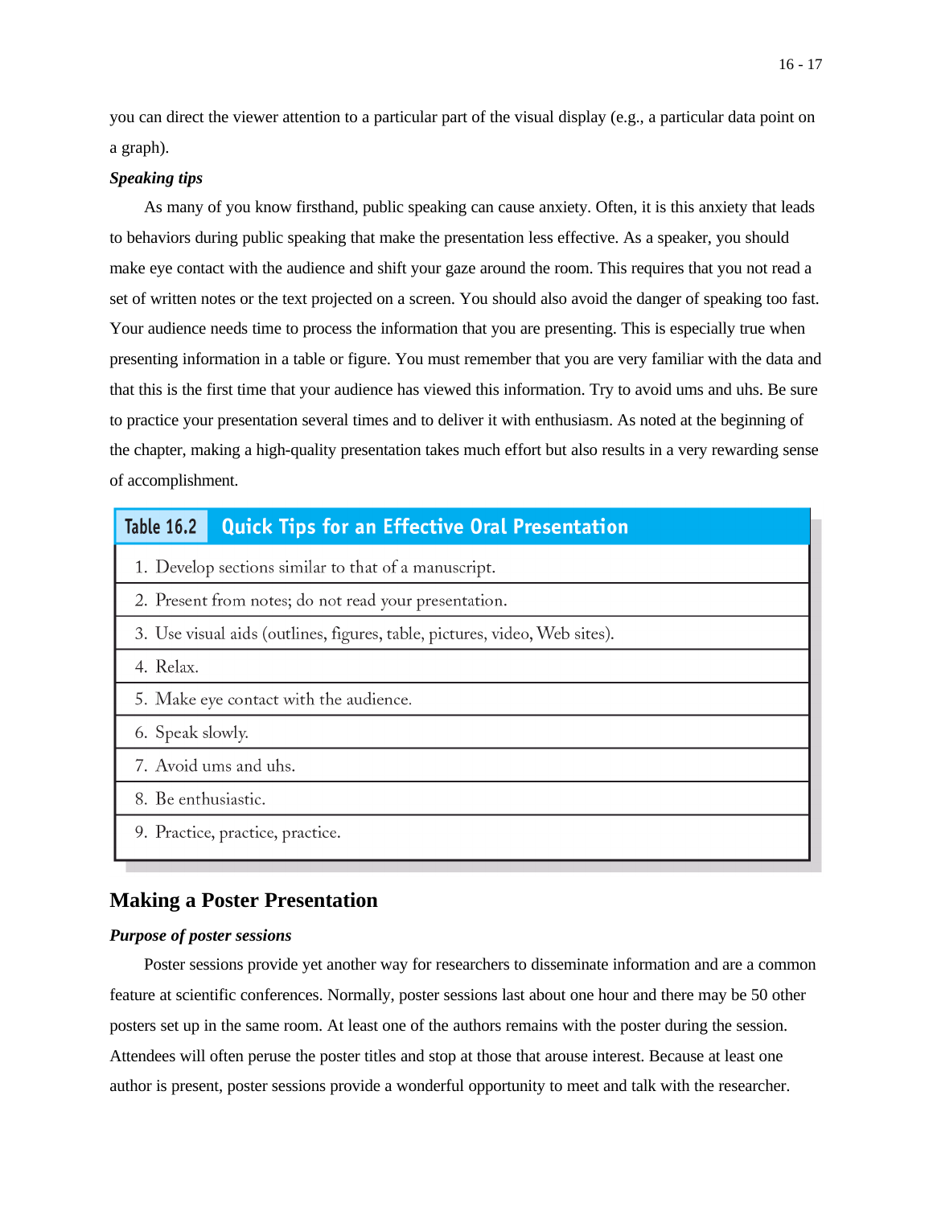you can direct the viewer attention to a particular part of the visual display (e.g., a particular data point on a graph).

***Speaking tips***

As many of you know firsthand, public speaking can cause anxiety. Often, it is this anxiety that leads to behaviors during public speaking that make the presentation less effective. As a speaker, you should make eye contact with the audience and shift your gaze around the room. This requires that you not read a set of written notes or the text projected on a screen. You should also avoid the danger of speaking too fast. Your audience needs time to process the information that you are presenting. This is especially true when presenting information in a table or figure. You must remember that you are very familiar with the data and that this is the first time that your audience has viewed this information. Try to avoid ums and uhs. Be sure to practice your presentation several times and to deliver it with enthusiasm. As noted at the beginning of the chapter, making a high-quality presentation takes much effort but also results in a very rewarding sense of accomplishment.

| Table 16.2 Quick Tips for an Effective Oral Presentation |
|---|
| 1. Develop sections similar to that of a manuscript. |
| 2. Present from notes; do not read your presentation. |
| 3. Use visual aids (outlines, figures, table, pictures, video, Web sites). |
| 4. Relax. |
| 5. Make eye contact with the audience. |
| 6. Speak slowly. |
| 7. Avoid ums and uhs. |
| 8. Be enthusiastic. |
| 9. Practice, practice, practice. |

## Making a Poster Presentation

***Purpose of poster sessions***

Poster sessions provide yet another way for researchers to disseminate information and are a common feature at scientific conferences. Normally, poster sessions last about one hour and there may be 50 other posters set up in the same room. At least one of the authors remains with the poster during the session. Attendees will often peruse the poster titles and stop at those that arouse interest. Because at least one author is present, poster sessions provide a wonderful opportunity to meet and talk with the researcher.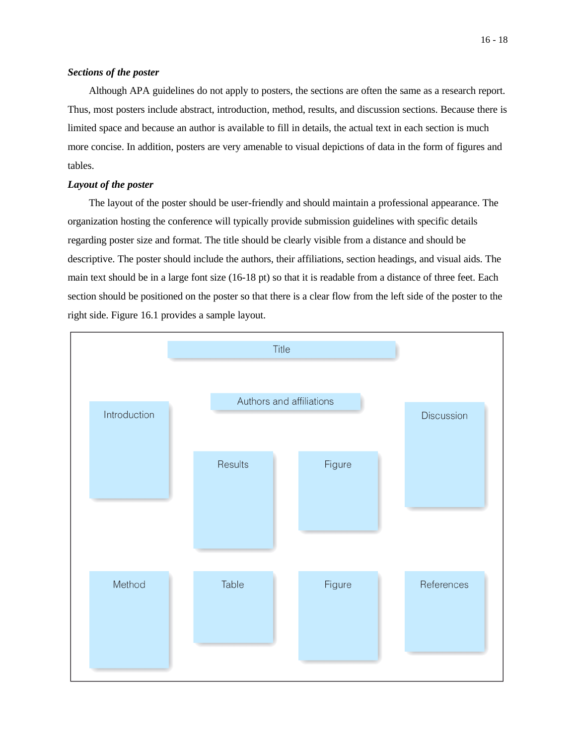***Sections of the poster***

Although APA guidelines do not apply to posters, the sections are often the same as a research report. Thus, most posters include abstract, introduction, method, results, and discussion sections. Because there is limited space and because an author is available to fill in details, the actual text in each section is much more concise. In addition, posters are very amenable to visual depictions of data in the form of figures and tables.

***Layout of the poster***

The layout of the poster should be user-friendly and should maintain a professional appearance. The organization hosting the conference will typically provide submission guidelines with specific details regarding poster size and format. The title should be clearly visible from a distance and should be descriptive. The poster should include the authors, their affiliations, section headings, and visual aids. The main text should be in a large font size (16-18 pt) so that it is readable from a distance of three feet. Each section should be positioned on the poster so that there is a clear flow from the left side of the poster to the right side. Figure 16.1 provides a sample layout.

Title

Authors and affiliations

Introduction

Results

Figure

Discussion

Method

Table

Figure

References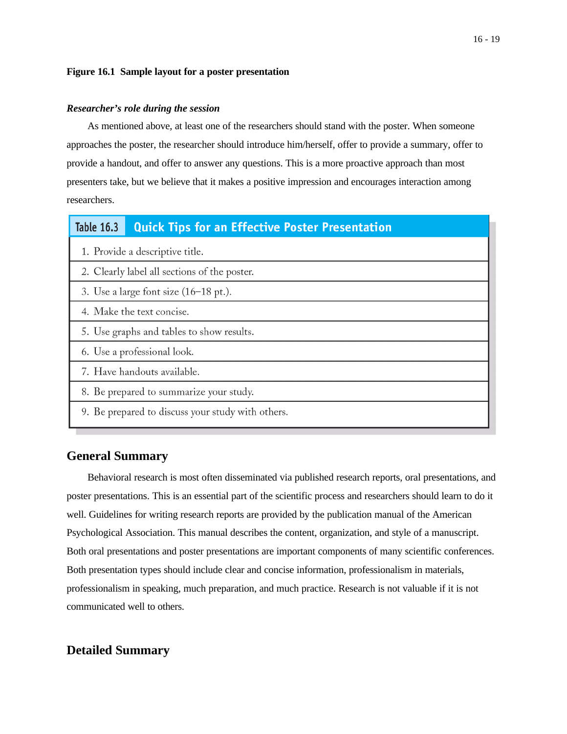**Figure 16.1 Sample layout for a poster presentation**

***Researcher's role during the session***

As mentioned above, at least one of the researchers should stand with the poster. When someone approaches the poster, the researcher should introduce him/herself, offer to provide a summary, offer to provide a handout, and offer to answer any questions. This is a more proactive approach than most presenters take, but we believe that it makes a positive impression and encourages interaction among researchers.

| Table 16.3 Quick Tips for an Effective Poster Presentation |
|---|
| 1. Provide a descriptive title. |
| 2. Clearly label all sections of the poster. |
| 3. Use a large font size (16–18 pt.). |
| 4. Make the text concise. |
| 5. Use graphs and tables to show results. |
| 6. Use a professional look. |
| 7. Have handouts available. |
| 8. Be prepared to summarize your study. |
| 9. Be prepared to discuss your study with others. |

## General Summary

Behavioral research is most often disseminated via published research reports, oral presentations, and poster presentations. This is an essential part of the scientific process and researchers should learn to do it well. Guidelines for writing research reports are provided by the publication manual of the American Psychological Association. This manual describes the content, organization, and style of a manuscript. Both oral presentations and poster presentations are important components of many scientific conferences. Both presentation types should include clear and concise information, professionalism in materials, professionalism in speaking, much preparation, and much practice. Research is not valuable if it is not communicated well to others.

## Detailed Summary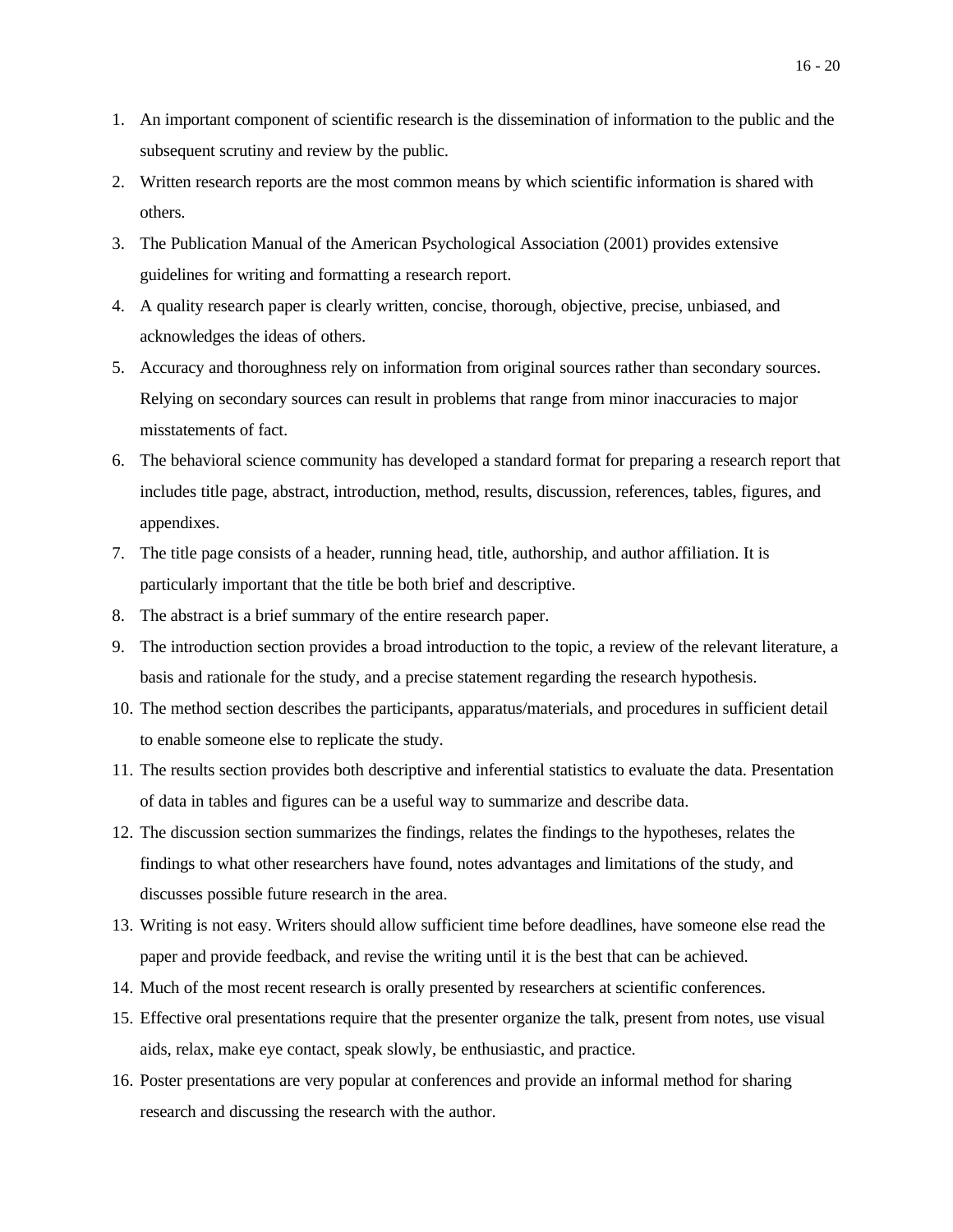1. An important component of scientific research is the dissemination of information to the public and the subsequent scrutiny and review by the public.
2. Written research reports are the most common means by which scientific information is shared with others.
3. The Publication Manual of the American Psychological Association (2001) provides extensive guidelines for writing and formatting a research report.
4. A quality research paper is clearly written, concise, thorough, objective, precise, unbiased, and acknowledges the ideas of others.
5. Accuracy and thoroughness rely on information from original sources rather than secondary sources. Relying on secondary sources can result in problems that range from minor inaccuracies to major misstatements of fact.
6. The behavioral science community has developed a standard format for preparing a research report that includes title page, abstract, introduction, method, results, discussion, references, tables, figures, and appendixes.
7. The title page consists of a header, running head, title, authorship, and author affiliation. It is particularly important that the title be both brief and descriptive.
8. The abstract is a brief summary of the entire research paper.
9. The introduction section provides a broad introduction to the topic, a review of the relevant literature, a basis and rationale for the study, and a precise statement regarding the research hypothesis.
10. The method section describes the participants, apparatus/materials, and procedures in sufficient detail to enable someone else to replicate the study.
11. The results section provides both descriptive and inferential statistics to evaluate the data. Presentation of data in tables and figures can be a useful way to summarize and describe data.
12. The discussion section summarizes the findings, relates the findings to the hypotheses, relates the findings to what other researchers have found, notes advantages and limitations of the study, and discusses possible future research in the area.
13. Writing is not easy. Writers should allow sufficient time before deadlines, have someone else read the paper and provide feedback, and revise the writing until it is the best that can be achieved.
14. Much of the most recent research is orally presented by researchers at scientific conferences.
15. Effective oral presentations require that the presenter organize the talk, present from notes, use visual aids, relax, make eye contact, speak slowly, be enthusiastic, and practice.
16. Poster presentations are very popular at conferences and provide an informal method for sharing research and discussing the research with the author.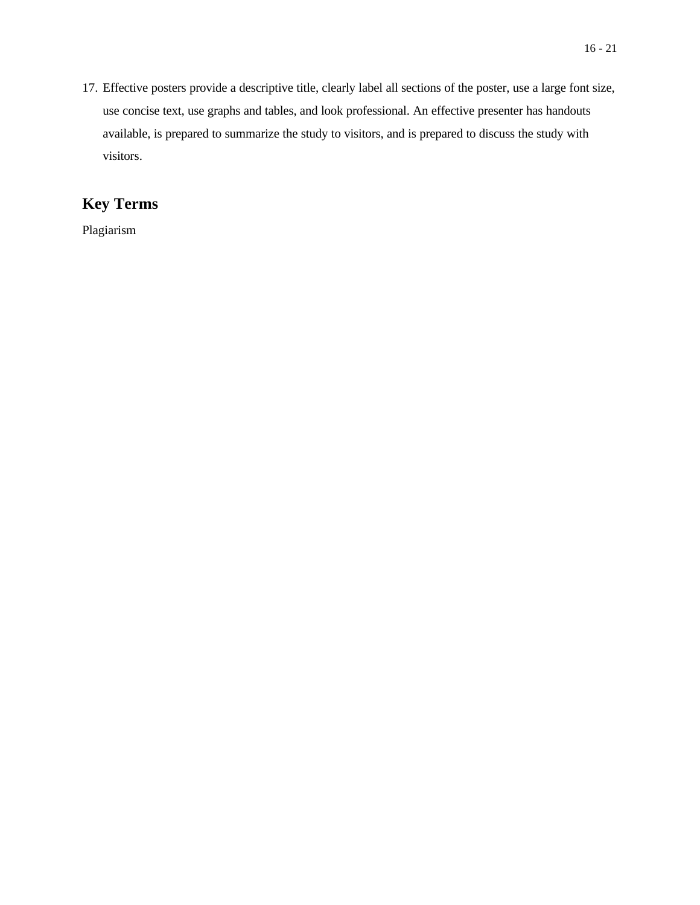17. Effective posters provide a descriptive title, clearly label all sections of the poster, use a large font size, use concise text, use graphs and tables, and look professional. An effective presenter has handouts available, is prepared to summarize the study to visitors, and is prepared to discuss the study with visitors.

## Key Terms

Plagiarism